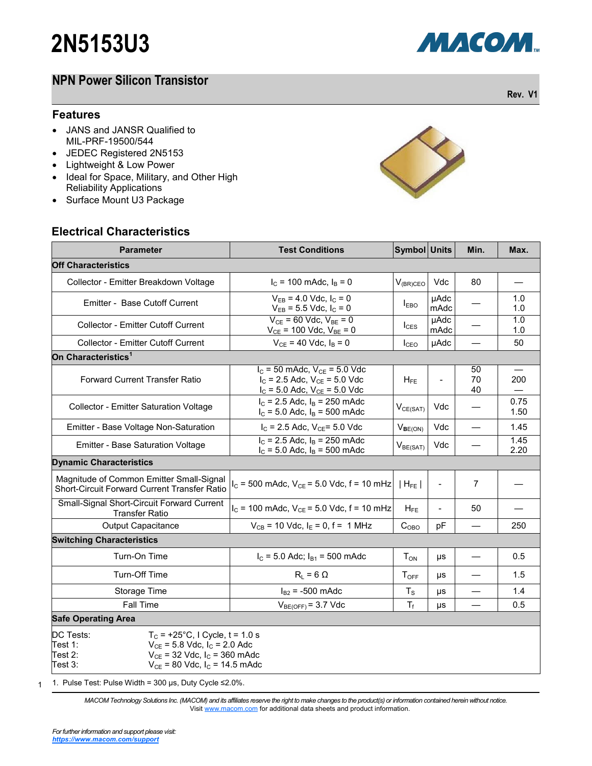# 2N5153U3

## NPN Power Silicon Transistor

Rev. V1

### Features

- JANS and JANSR Qualified to MIL-PRF-19500/544
- JEDEC Registered 2N5153
- Lightweight & Low Power
- Ideal for Space, Military, and Other High Reliability Applications
- Surface Mount U3 Package

### Electrical Characteristics

| Parameter | Test Conditions | Symbol | Units | Min. | Max. |
|---|---|---|---|---|---|
| **Off Characteristics** | | | | | |
| Collector - Emitter Breakdown Voltage | $I_C$ = 100 mAdc, $I_B$ = 0 | $V_{(BR)CEO}$ | Vdc | 80 | — |
| Emitter - Base Cutoff Current | $V_{EB}$ = 4.0 Vdc, $I_C$ = 0<br>$V_{EB}$ = 5.5 Vdc, $I_C$ = 0 | $I_{EBO}$ | µAdc<br>mAdc | — | 1.0<br>1.0 |
| Collector - Emitter Cutoff Current | $V_{CE}$ = 60 Vdc, $V_{BE}$ = 0<br>$V_{CE}$ = 100 Vdc, $V_{BE}$ = 0 | $I_{CES}$ | µAdc<br>mAdc | — | 1.0<br>1.0 |
| Collector - Emitter Cutoff Current | $V_{CE}$ = 40 Vdc, $I_B$ = 0 | $I_{CEO}$ | µAdc | — | 50 |
| **On Characteristics**[1] | | | | | |
| Forward Current Transfer Ratio | $I_C$ = 50 mAdc, $V_{CE}$ = 5.0 Vdc<br>$I_C$ = 2.5 Adc, $V_{CE}$ = 5.0 Vdc<br>$I_C$ = 5.0 Adc, $V_{CE}$ = 5.0 Vdc | $H_{FE}$ | - | 50<br>70<br>40 | —<br>200<br>— |
| Collector - Emitter Saturation Voltage | $I_C$ = 2.5 Adc, $I_B$ = 250 mAdc<br>$I_C$ = 5.0 Adc, $I_B$ = 500 mAdc | $V_{CE(SAT)}$ | Vdc | — | 0.75<br>1.50 |
| Emitter - Base Voltage Non-Saturation | $I_C$ = 2.5 Adc, $V_{CE}$= 5.0 Vdc | $V_{BE(ON)}$ | Vdc | — | 1.45 |
| Emitter - Base Saturation Voltage | $I_C$ = 2.5 Adc, $I_B$ = 250 mAdc<br>$I_C$ = 5.0 Adc, $I_B$ = 500 mAdc | $V_{BE(SAT)}$ | Vdc | — | 1.45<br>2.20 |
| **Dynamic Characteristics** | | | | | |
| Magnitude of Common Emitter Small-Signal Short-Circuit Forward Current Transfer Ratio | $I_C$ = 500 mAdc, $V_{CE}$ = 5.0 Vdc, f = 10 mHz | $\|H_{FE}\|$ | - | 7 | — |
| Small-Signal Short-Circuit Forward Current Transfer Ratio | $I_C$ = 100 mAdc, $V_{CE}$ = 5.0 Vdc, f = 10 mHz | $H_{FE}$ | - | 50 | — |
| Output Capacitance | $V_{CB}$ = 10 Vdc, $I_E$ = 0, f = 1 MHz | $C_{OBO}$ | pF | — | 250 |
| **Switching Characteristics** | | | | | |
| Turn-On Time | $I_C$ = 5.0 Adc; $I_{B1}$ = 500 mAdc | $T_{ON}$ | µs | — | 0.5 |
| Turn-Off Time | $R_L$ = 6 Ω | $T_{OFF}$ | µs | — | 1.5 |
| Storage Time | $I_{B2}$ = -500 mAdc | $T_S$ | µs | — | 1.4 |
| Fall Time | $V_{BE(OFF)}$ = 3.7 Vdc | $T_f$ | µs | — | 0.5 |
| **Safe Operating Area** | | | | | |
| DC Tests: | $T_C$ = +25°C, I Cycle, t = 1.0 s | | | | |
| Test 1: | $V_{CE}$ = 5.8 Vdc, $I_C$ = 2.0 Adc | | | | |
| Test 2: | $V_{CE}$ = 32 Vdc, $I_C$ = 360 mAdc | | | | |
| Test 3: | $V_{CE}$ = 80 Vdc, $I_C$ = 14.5 mAdc | | | | |

1. Pulse Test: Pulse Width = 300 µs, Duty Cycle ≤2.0%.

*MACOM Technology Solutions Inc. (MACOM) and its affiliates reserve the right to make changes to the product(s) or information contained herein without notice.*
Visit www.macom.com for additional data sheets and product information.

*For further information and support please visit:*
***https://www.macom.com/support***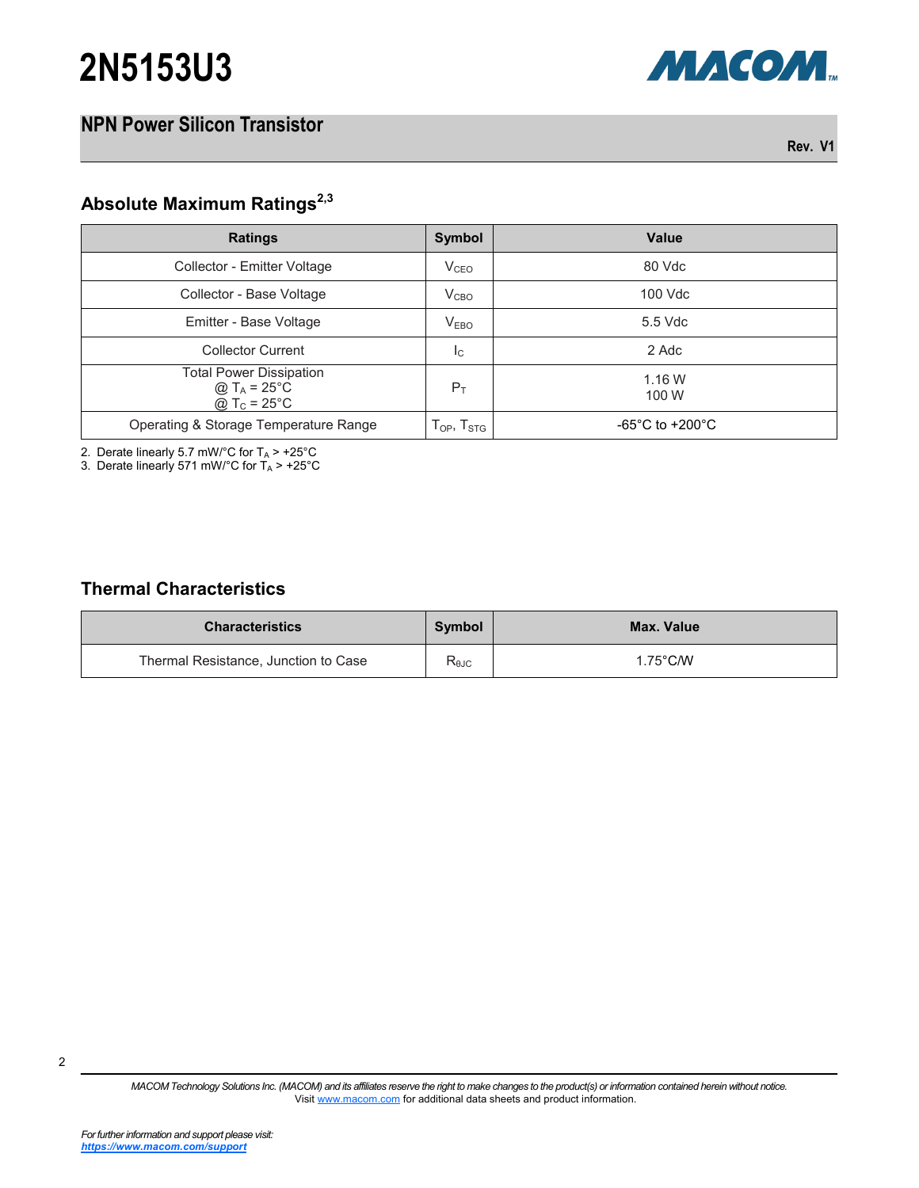# 2N5153U3

## NPN Power Silicon Transistor

Rev. V1

### Absolute Maximum Ratings[2,3]

| Ratings | Symbol | Value |
|---|---|---|
| Collector - Emitter Voltage | $V_{CEO}$ | 80 Vdc |
| Collector - Base Voltage | $V_{CBO}$ | 100 Vdc |
| Emitter - Base Voltage | $V_{EBO}$ | 5.5 Vdc |
| Collector Current | $I_C$ | 2 Adc |
| Total Power Dissipation<br>@ $T_A$ = 25°C<br>@ $T_C$ = 25°C | $P_T$ | 1.16 W<br>100 W |
| Operating & Storage Temperature Range | $T_{OP}$, $T_{STG}$ | -65°C to +200°C |

2. Derate linearly 5.7 mW/°C for $T_A$ > +25°C
3. Derate linearly 571 mW/°C for $T_A$ > +25°C

### Thermal Characteristics

| Characteristics | Symbol | Max. Value |
|---|---|---|
| Thermal Resistance, Junction to Case | $R_{\theta JC}$ | 1.75°C/W |

*MACOM Technology Solutions Inc. (MACOM) and its affiliates reserve the right to make changes to the product(s) or information contained herein without notice.*
Visit www.macom.com for additional data sheets and product information.

*For further information and support please visit:*
***https://www.macom.com/support***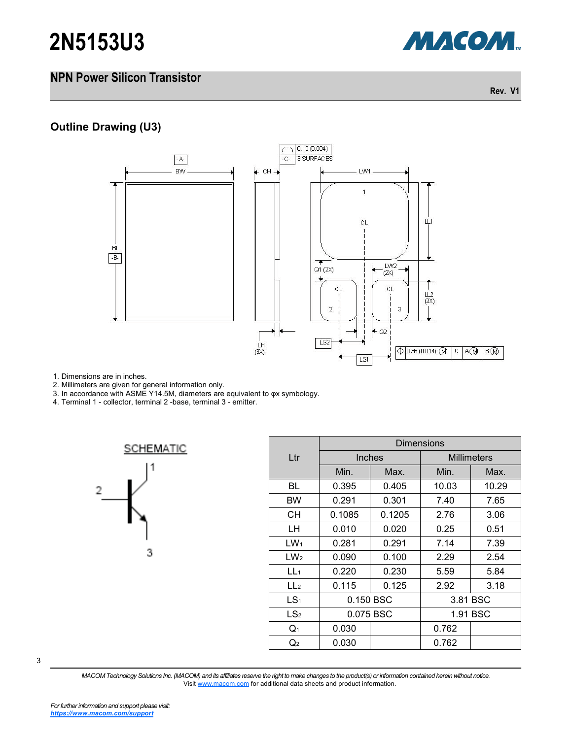# 2N5153U3

## NPN Power Silicon Transistor

Rev. V1

### Outline Drawing (U3)

1. Dimensions are in inches.
2. Millimeters are given for general information only.
3. In accordance with ASME Y14.5M, diameters are equivalent to φx symbology.
4. Terminal 1 - collector, terminal 2 -base, terminal 3 - emitter.

SCHEMATIC

| Ltr | Dimensions | | | |
|---|---|---|---|---|
| | Inches | | Millimeters | |
| | Min. | Max. | Min. | Max. |
| BL | 0.395 | 0.405 | 10.03 | 10.29 |
| BW | 0.291 | 0.301 | 7.40 | 7.65 |
| CH | 0.1085 | 0.1205 | 2.76 | 3.06 |
| LH | 0.010 | 0.020 | 0.25 | 0.51 |
| $LW_1$ | 0.281 | 0.291 | 7.14 | 7.39 |
| $LW_2$ | 0.090 | 0.100 | 2.29 | 2.54 |
| $LL_1$ | 0.220 | 0.230 | 5.59 | 5.84 |
| $LL_2$ | 0.115 | 0.125 | 2.92 | 3.18 |
| $LS_1$ | 0.150 BSC | | 3.81 BSC | |
| $LS_2$ | 0.075 BSC | | 1.91 BSC | |
| $Q_1$ | 0.030 | | 0.762 | |
| $Q_2$ | 0.030 | | 0.762 | |

*MACOM Technology Solutions Inc. (MACOM) and its affiliates reserve the right to make changes to the product(s) or information contained herein without notice.*
Visit www.macom.com for additional data sheets and product information.

*For further information and support please visit:*
***https://www.macom.com/support***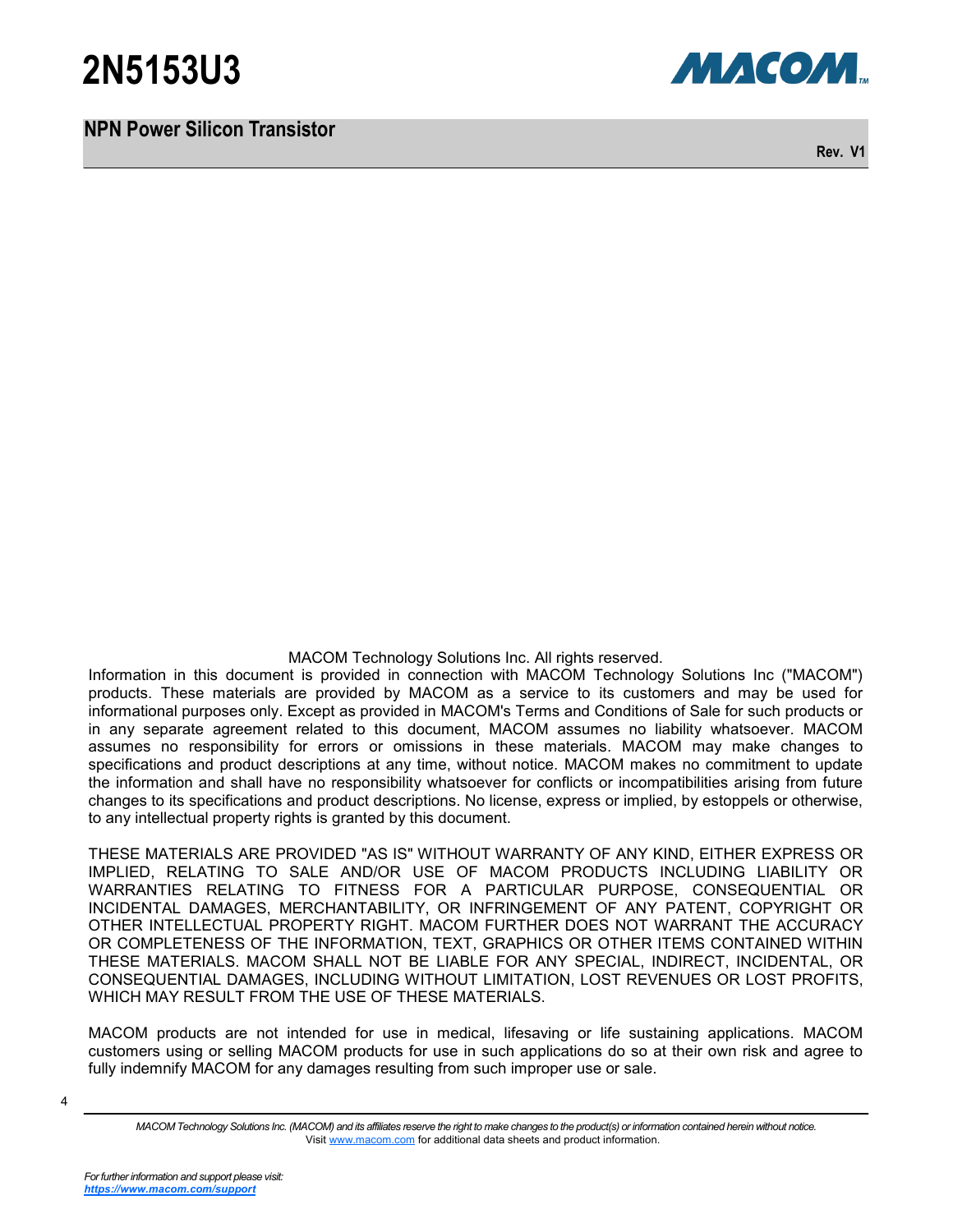MACOM Technology Solutions Inc. All rights reserved.

Information in this document is provided in connection with MACOM Technology Solutions Inc ("MACOM") products. These materials are provided by MACOM as a service to its customers and may be used for informational purposes only. Except as provided in MACOM's Terms and Conditions of Sale for such products or in any separate agreement related to this document, MACOM assumes no liability whatsoever. MACOM assumes no responsibility for errors or omissions in these materials. MACOM may make changes to specifications and product descriptions at any time, without notice. MACOM makes no commitment to update the information and shall have no responsibility whatsoever for conflicts or incompatibilities arising from future changes to its specifications and product descriptions. No license, express or implied, by estoppels or otherwise, to any intellectual property rights is granted by this document.

THESE MATERIALS ARE PROVIDED "AS IS" WITHOUT WARRANTY OF ANY KIND, EITHER EXPRESS OR IMPLIED, RELATING TO SALE AND/OR USE OF MACOM PRODUCTS INCLUDING LIABILITY OR WARRANTIES RELATING TO FITNESS FOR A PARTICULAR PURPOSE, CONSEQUENTIAL OR INCIDENTAL DAMAGES, MERCHANTABILITY, OR INFRINGEMENT OF ANY PATENT, COPYRIGHT OR OTHER INTELLECTUAL PROPERTY RIGHT. MACOM FURTHER DOES NOT WARRANT THE ACCURACY OR COMPLETENESS OF THE INFORMATION, TEXT, GRAPHICS OR OTHER ITEMS CONTAINED WITHIN THESE MATERIALS. MACOM SHALL NOT BE LIABLE FOR ANY SPECIAL, INDIRECT, INCIDENTAL, OR CONSEQUENTIAL DAMAGES, INCLUDING WITHOUT LIMITATION, LOST REVENUES OR LOST PROFITS, WHICH MAY RESULT FROM THE USE OF THESE MATERIALS.

MACOM products are not intended for use in medical, lifesaving or life sustaining applications. MACOM customers using or selling MACOM products for use in such applications do so at their own risk and agree to fully indemnify MACOM for any damages resulting from such improper use or sale.